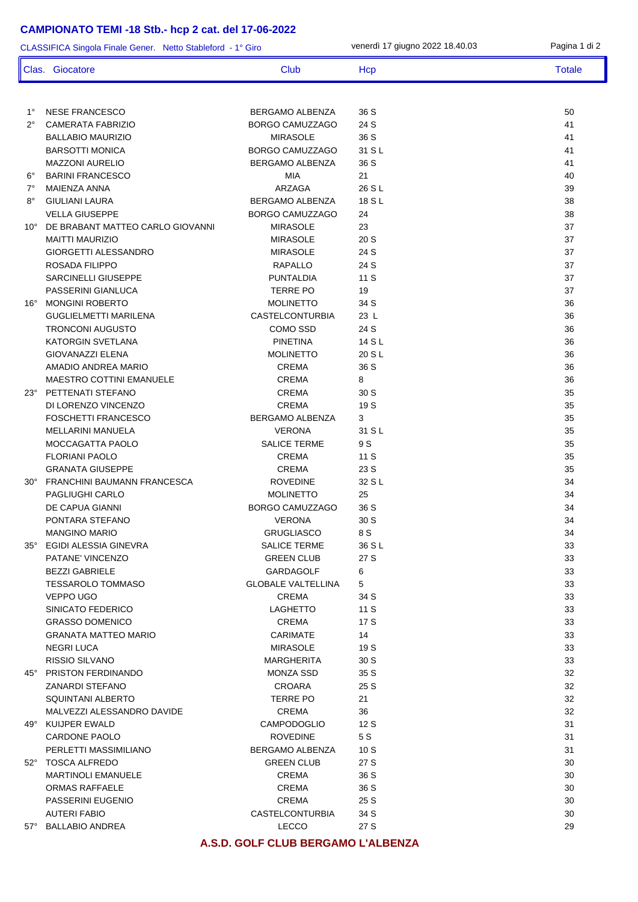# CAMPIONATO TEMI -18 Stb.- hcp 2 cat. del 17-06-2022

CLASSIFICA Singola Finale Gener. Netto Stableford - 1° Giro

venerdì 17 giugno 2022 18.40.03

| Clas. | Giocatore | Club | Hcp | Totale |
|---|---|---|---|---|
| 1° | NESE FRANCESCO | BERGAMO ALBENZA | 36 S | 50 |
| 2° | CAMERATA FABRIZIO | BORGO CAMUZZAGO | 24 S | 41 |
| | BALLABIO MAURIZIO | MIRASOLE | 36 S | 41 |
| | BARSOTTI MONICA | BORGO CAMUZZAGO | 31 S L | 41 |
| | MAZZONI AURELIO | BERGAMO ALBENZA | 36 S | 41 |
| 6° | BARINI FRANCESCO | MIA | 21 | 40 |
| 7° | MAIENZA ANNA | ARZAGA | 26 S L | 39 |
| 8° | GIULIANI LAURA | BERGAMO ALBENZA | 18 S L | 38 |
| | VELLA GIUSEPPE | BORGO CAMUZZAGO | 24 | 38 |
| 10° | DE BRABANT MATTEO CARLO GIOVANNI | MIRASOLE | 23 | 37 |
| | MAITTI MAURIZIO | MIRASOLE | 20 S | 37 |
| | GIORGETTI ALESSANDRO | MIRASOLE | 24 S | 37 |
| | ROSADA FILIPPO | RAPALLO | 24 S | 37 |
| | SARCINELLI GIUSEPPE | PUNTALDIA | 11 S | 37 |
| | PASSERINI GIANLUCA | TERRE PO | 19 | 37 |
| 16° | MONGINI ROBERTO | MOLINETTO | 34 S | 36 |
| | GUGLIELMETTI MARILENA | CASTELCONTURBIA | 23 L | 36 |
| | TRONCONI AUGUSTO | COMO SSD | 24 S | 36 |
| | KATORGIN SVETLANA | PINETINA | 14 S L | 36 |
| | GIOVANAZZI ELENA | MOLINETTO | 20 S L | 36 |
| | AMADIO ANDREA MARIO | CREMA | 36 S | 36 |
| | MAESTRO COTTINI EMANUELE | CREMA | 8 | 36 |
| 23° | PETTENATI STEFANO | CREMA | 30 S | 35 |
| | DI LORENZO VINCENZO | CREMA | 19 S | 35 |
| | FOSCHETTI FRANCESCO | BERGAMO ALBENZA | 3 | 35 |
| | MELLARINI MANUELA | VERONA | 31 S L | 35 |
| | MOCCAGATTA PAOLO | SALICE TERME | 9 S | 35 |
| | FLORIANI PAOLO | CREMA | 11 S | 35 |
| | GRANATA GIUSEPPE | CREMA | 23 S | 35 |
| 30° | FRANCHINI BAUMANN FRANCESCA | ROVEDINE | 32 S L | 34 |
| | PAGLIUGHI CARLO | MOLINETTO | 25 | 34 |
| | DE CAPUA GIANNI | BORGO CAMUZZAGO | 36 S | 34 |
| | PONTARA STEFANO | VERONA | 30 S | 34 |
| | MANGINO MARIO | GRUGLIASCO | 8 S | 34 |
| 35° | EGIDI ALESSIA GINEVRA | SALICE TERME | 36 S L | 33 |
| | PATANE' VINCENZO | GREEN CLUB | 27 S | 33 |
| | BEZZI GABRIELE | GARDAGOLF | 6 | 33 |
| | TESSAROLO TOMMASO | GLOBALE VALTELLINA | 5 | 33 |
| | VEPPO UGO | CREMA | 34 S | 33 |
| | SINICATO FEDERICO | LAGHETTO | 11 S | 33 |
| | GRASSO DOMENICO | CREMA | 17 S | 33 |
| | GRANATA MATTEO MARIO | CARIMATE | 14 | 33 |
| | NEGRI LUCA | MIRASOLE | 19 S | 33 |
| | RISSIO SILVANO | MARGHERITA | 30 S | 33 |
| 45° | PRISTON FERDINANDO | MONZA SSD | 35 S | 32 |
| | ZANARDI STEFANO | CROARA | 25 S | 32 |
| | SQUINTANI ALBERTO | TERRE PO | 21 | 32 |
| | MALVEZZI ALESSANDRO DAVIDE | CREMA | 36 | 32 |
| 49° | KUIJPER EWALD | CAMPODOGLIO | 12 S | 31 |
| | CARDONE PAOLO | ROVEDINE | 5 S | 31 |
| | PERLETTI MASSIMILIANO | BERGAMO ALBENZA | 10 S | 31 |
| 52° | TOSCA ALFREDO | GREEN CLUB | 27 S | 30 |
| | MARTINOLI EMANUELE | CREMA | 36 S | 30 |
| | ORMAS RAFFAELE | CREMA | 36 S | 30 |
| | PASSERINI EUGENIO | CREMA | 25 S | 30 |
| | AUTERI FABIO | CASTELCONTURBIA | 34 S | 30 |
| 57° | BALLABIO ANDREA | LECCO | 27 S | 29 |

**A.S.D. GOLF CLUB BERGAMO L'ALBENZA**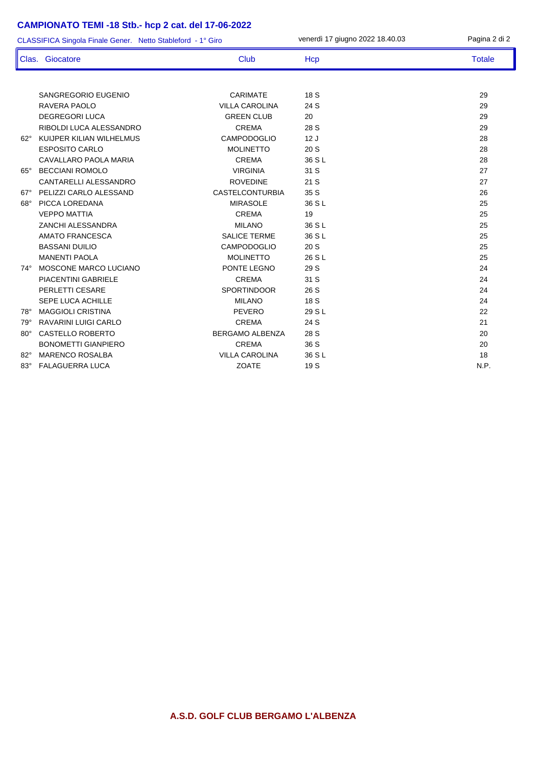# CAMPIONATO TEMI -18 Stb.- hcp 2 cat. del 17-06-2022

CLASSIFICA Singola Finale Gener. Netto Stableford - 1° Giro

venerdì 17 giugno 2022 18.40.03

| Clas. | Giocatore | Club | Hcp | Totale |
|---|---|---|---|---|
| | SANGREGORIO EUGENIO | CARIMATE | 18 S | 29 |
| | RAVERA PAOLO | VILLA CAROLINA | 24 S | 29 |
| | DEGREGORI LUCA | GREEN CLUB | 20 | 29 |
| | RIBOLDI LUCA ALESSANDRO | CREMA | 28 S | 29 |
| 62° | KUIJPER KILIAN WILHELMUS | CAMPODOGLIO | 12 J | 28 |
| | ESPOSITO CARLO | MOLINETTO | 20 S | 28 |
| | CAVALLARO PAOLA MARIA | CREMA | 36 S L | 28 |
| 65° | BECCIANI ROMOLO | VIRGINIA | 31 S | 27 |
| | CANTARELLI ALESSANDRO | ROVEDINE | 21 S | 27 |
| 67° | PELIZZI CARLO ALESSAND | CASTELCONTURBIA | 35 S | 26 |
| 68° | PICCA LOREDANA | MIRASOLE | 36 S L | 25 |
| | VEPPO MATTIA | CREMA | 19 | 25 |
| | ZANCHI ALESSANDRA | MILANO | 36 S L | 25 |
| | AMATO FRANCESCA | SALICE TERME | 36 S L | 25 |
| | BASSANI DUILIO | CAMPODOGLIO | 20 S | 25 |
| | MANENTI PAOLA | MOLINETTO | 26 S L | 25 |
| 74° | MOSCONE MARCO LUCIANO | PONTE LEGNO | 29 S | 24 |
| | PIACENTINI GABRIELE | CREMA | 31 S | 24 |
| | PERLETTI CESARE | SPORTINDOOR | 26 S | 24 |
| | SEPE LUCA ACHILLE | MILANO | 18 S | 24 |
| 78° | MAGGIOLI CRISTINA | PEVERO | 29 S L | 22 |
| 79° | RAVARINI LUIGI CARLO | CREMA | 24 S | 21 |
| 80° | CASTELLO ROBERTO | BERGAMO ALBENZA | 28 S | 20 |
| | BONOMETTI GIANPIERO | CREMA | 36 S | 20 |
| 82° | MARENCO ROSALBA | VILLA CAROLINA | 36 S L | 18 |
| 83° | FALAGUERRA LUCA | ZOATE | 19 S | N.P. |

**A.S.D. GOLF CLUB BERGAMO L'ALBENZA**